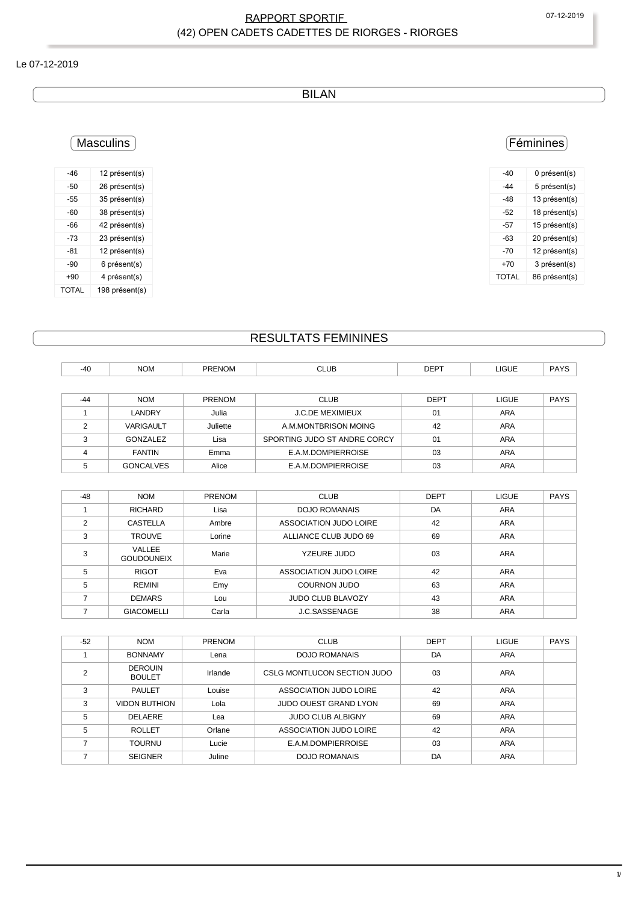# RAPPORT SPORTIF
## (42) OPEN CADETS CADETTES DE RIORGES - RIORGES

Le 07-12-2019

## BILAN

### Masculins

| | |
|---|---|
| -46 | 12 présent(s) |
| -50 | 26 présent(s) |
| -55 | 35 présent(s) |
| -60 | 38 présent(s) |
| -66 | 42 présent(s) |
| -73 | 23 présent(s) |
| -81 | 12 présent(s) |
| -90 | 6 présent(s) |
| +90 | 4 présent(s) |
| TOTAL | 198 présent(s) |

### Féminines

| | |
|---|---|
| -40 | 0 présent(s) |
| -44 | 5 présent(s) |
| -48 | 13 présent(s) |
| -52 | 18 présent(s) |
| -57 | 15 présent(s) |
| -63 | 20 présent(s) |
| -70 | 12 présent(s) |
| +70 | 3 présent(s) |
| TOTAL | 86 présent(s) |

## RESULTATS FEMININES

| -40 | NOM | PRENOM | CLUB | DEPT | LIGUE | PAYS |
|---|---|---|---|---|---|---|

| -44 | NOM | PRENOM | CLUB | DEPT | LIGUE | PAYS |
|---|---|---|---|---|---|---|
| 1 | LANDRY | Julia | J.C.DE MEXIMIEUX | 01 | ARA | |
| 2 | VARIGAULT | Juliette | A.M.MONTBRISON MOING | 42 | ARA | |
| 3 | GONZALEZ | Lisa | SPORTING JUDO ST ANDRE CORCY | 01 | ARA | |
| 4 | FANTIN | Emma | E.A.M.DOMPIERROISE | 03 | ARA | |
| 5 | GONCALVES | Alice | E.A.M.DOMPIERROISE | 03 | ARA | |

| -48 | NOM | PRENOM | CLUB | DEPT | LIGUE | PAYS |
|---|---|---|---|---|---|---|
| 1 | RICHARD | Lisa | DOJO ROMANAIS | DA | ARA | |
| 2 | CASTELLA | Ambre | ASSOCIATION JUDO LOIRE | 42 | ARA | |
| 3 | TROUVE | Lorine | ALLIANCE CLUB JUDO 69 | 69 | ARA | |
| 3 | VALLEE GOUDOUNEIX | Marie | YZEURE JUDO | 03 | ARA | |
| 5 | RIGOT | Eva | ASSOCIATION JUDO LOIRE | 42 | ARA | |
| 5 | REMINI | Emy | COURNON JUDO | 63 | ARA | |
| 7 | DEMARS | Lou | JUDO CLUB BLAVOZY | 43 | ARA | |
| 7 | GIACOMELLI | Carla | J.C.SASSENAGE | 38 | ARA | |

| -52 | NOM | PRENOM | CLUB | DEPT | LIGUE | PAYS |
|---|---|---|---|---|---|---|
| 1 | BONNAMY | Lena | DOJO ROMANAIS | DA | ARA | |
| 2 | DEROUIN BOULET | Irlande | CSLG MONTLUCON SECTION JUDO | 03 | ARA | |
| 3 | PAULET | Louise | ASSOCIATION JUDO LOIRE | 42 | ARA | |
| 3 | VIDON BUTHION | Lola | JUDO OUEST GRAND LYON | 69 | ARA | |
| 5 | DELAERE | Lea | JUDO CLUB ALBIGNY | 69 | ARA | |
| 5 | ROLLET | Orlane | ASSOCIATION JUDO LOIRE | 42 | ARA | |
| 7 | TOURNU | Lucie | E.A.M.DOMPIERROISE | 03 | ARA | |
| 7 | SEIGNER | Juline | DOJO ROMANAIS | DA | ARA | |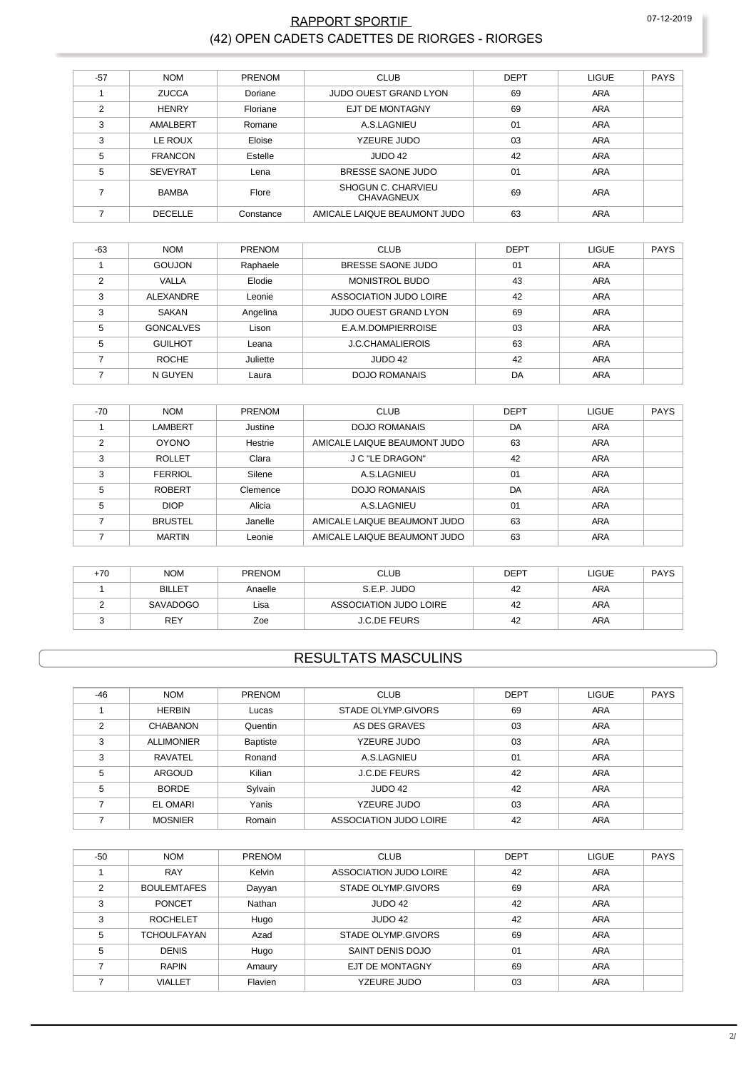| -57 | NOM | PRENOM | CLUB | DEPT | LIGUE | PAYS |
|---|---|---|---|---|---|---|
| 1 | ZUCCA | Doriane | JUDO OUEST GRAND LYON | 69 | ARA | |
| 2 | HENRY | Floriane | EJT DE MONTAGNY | 69 | ARA | |
| 3 | AMALBERT | Romane | A.S.LAGNIEU | 01 | ARA | |
| 3 | LE ROUX | Eloise | YZEURE JUDO | 03 | ARA | |
| 5 | FRANCON | Estelle | JUDO 42 | 42 | ARA | |
| 5 | SEVEYRAT | Lena | BRESSE SAONE JUDO | 01 | ARA | |
| 7 | BAMBA | Flore | SHOGUN C. CHARVIEU CHAVAGNEUX | 69 | ARA | |
| 7 | DECELLE | Constance | AMICALE LAIQUE BEAUMONT JUDO | 63 | ARA | |

| -63 | NOM | PRENOM | CLUB | DEPT | LIGUE | PAYS |
|---|---|---|---|---|---|---|
| 1 | GOUJON | Raphaele | BRESSE SAONE JUDO | 01 | ARA | |
| 2 | VALLA | Elodie | MONISTROL BUDO | 43 | ARA | |
| 3 | ALEXANDRE | Leonie | ASSOCIATION JUDO LOIRE | 42 | ARA | |
| 3 | SAKAN | Angelina | JUDO OUEST GRAND LYON | 69 | ARA | |
| 5 | GONCALVES | Lison | E.A.M.DOMPIERROISE | 03 | ARA | |
| 5 | GUILHOT | Leana | J.C.CHAMALIEROIS | 63 | ARA | |
| 7 | ROCHE | Juliette | JUDO 42 | 42 | ARA | |
| 7 | N GUYEN | Laura | DOJO ROMANAIS | DA | ARA | |

| -70 | NOM | PRENOM | CLUB | DEPT | LIGUE | PAYS |
|---|---|---|---|---|---|---|
| 1 | LAMBERT | Justine | DOJO ROMANAIS | DA | ARA | |
| 2 | OYONO | Hestrie | AMICALE LAIQUE BEAUMONT JUDO | 63 | ARA | |
| 3 | ROLLET | Clara | J C "LE DRAGON" | 42 | ARA | |
| 3 | FERRIOL | Silene | A.S.LAGNIEU | 01 | ARA | |
| 5 | ROBERT | Clemence | DOJO ROMANAIS | DA | ARA | |
| 5 | DIOP | Alicia | A.S.LAGNIEU | 01 | ARA | |
| 7 | BRUSTEL | Janelle | AMICALE LAIQUE BEAUMONT JUDO | 63 | ARA | |
| 7 | MARTIN | Leonie | AMICALE LAIQUE BEAUMONT JUDO | 63 | ARA | |

| +70 | NOM | PRENOM | CLUB | DEPT | LIGUE | PAYS |
|---|---|---|---|---|---|---|
| 1 | BILLET | Anaelle | S.E.P. JUDO | 42 | ARA | |
| 2 | SAVADOGO | Lisa | ASSOCIATION JUDO LOIRE | 42 | ARA | |
| 3 | REY | Zoe | J.C.DE FEURS | 42 | ARA | |

## RESULTATS MASCULINS

| -46 | NOM | PRENOM | CLUB | DEPT | LIGUE | PAYS |
|---|---|---|---|---|---|---|
| 1 | HERBIN | Lucas | STADE OLYMP.GIVORS | 69 | ARA | |
| 2 | CHABANON | Quentin | AS DES GRAVES | 03 | ARA | |
| 3 | ALLIMONIER | Baptiste | YZEURE JUDO | 03 | ARA | |
| 3 | RAVATEL | Ronand | A.S.LAGNIEU | 01 | ARA | |
| 5 | ARGOUD | Kilian | J.C.DE FEURS | 42 | ARA | |
| 5 | BORDE | Sylvain | JUDO 42 | 42 | ARA | |
| 7 | EL OMARI | Yanis | YZEURE JUDO | 03 | ARA | |
| 7 | MOSNIER | Romain | ASSOCIATION JUDO LOIRE | 42 | ARA | |

| -50 | NOM | PRENOM | CLUB | DEPT | LIGUE | PAYS |
|---|---|---|---|---|---|---|
| 1 | RAY | Kelvin | ASSOCIATION JUDO LOIRE | 42 | ARA | |
| 2 | BOULEMTAFES | Dayyan | STADE OLYMP.GIVORS | 69 | ARA | |
| 3 | PONCET | Nathan | JUDO 42 | 42 | ARA | |
| 3 | ROCHELET | Hugo | JUDO 42 | 42 | ARA | |
| 5 | TCHOULFAYAN | Azad | STADE OLYMP.GIVORS | 69 | ARA | |
| 5 | DENIS | Hugo | SAINT DENIS DOJO | 01 | ARA | |
| 7 | RAPIN | Amaury | EJT DE MONTAGNY | 69 | ARA | |
| 7 | VIALLET | Flavien | YZEURE JUDO | 03 | ARA | |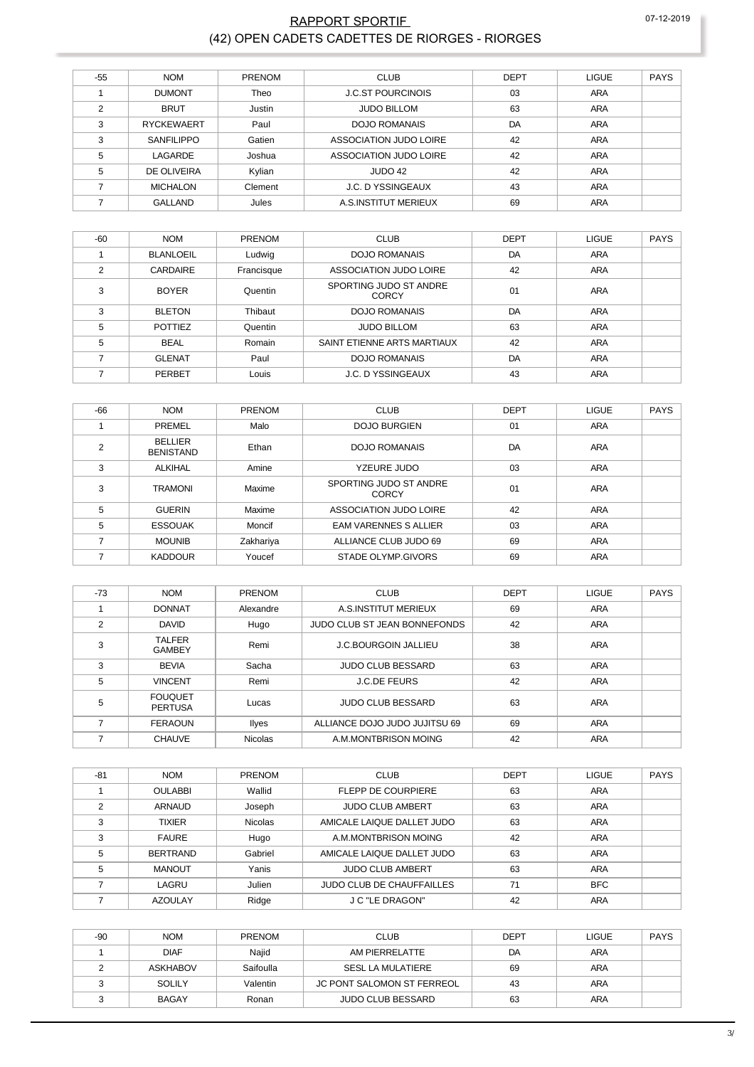# RAPPORT SPORTIF
## (42) OPEN CADETS CADETTES DE RIORGES - RIORGES

07-12-2019

| -55 | NOM | PRENOM | CLUB | DEPT | LIGUE | PAYS |
|---|---|---|---|---|---|---|
| 1 | DUMONT | Theo | J.C.ST POURCINOIS | 03 | ARA | |
| 2 | BRUT | Justin | JUDO BILLOM | 63 | ARA | |
| 3 | RYCKEWAERT | Paul | DOJO ROMANAIS | DA | ARA | |
| 3 | SANFILIPPO | Gatien | ASSOCIATION JUDO LOIRE | 42 | ARA | |
| 5 | LAGARDE | Joshua | ASSOCIATION JUDO LOIRE | 42 | ARA | |
| 5 | DE OLIVEIRA | Kylian | JUDO 42 | 42 | ARA | |
| 7 | MICHALON | Clement | J.C. D YSSINGEAUX | 43 | ARA | |
| 7 | GALLAND | Jules | A.S.INSTITUT MERIEUX | 69 | ARA | |

| -60 | NOM | PRENOM | CLUB | DEPT | LIGUE | PAYS |
|---|---|---|---|---|---|---|
| 1 | BLANLOEIL | Ludwig | DOJO ROMANAIS | DA | ARA | |
| 2 | CARDAIRE | Francisque | ASSOCIATION JUDO LOIRE | 42 | ARA | |
| 3 | BOYER | Quentin | SPORTING JUDO ST ANDRE CORCY | 01 | ARA | |
| 3 | BLETON | Thibaut | DOJO ROMANAIS | DA | ARA | |
| 5 | POTTIEZ | Quentin | JUDO BILLOM | 63 | ARA | |
| 5 | BEAL | Romain | SAINT ETIENNE ARTS MARTIAUX | 42 | ARA | |
| 7 | GLENAT | Paul | DOJO ROMANAIS | DA | ARA | |
| 7 | PERBET | Louis | J.C. D YSSINGEAUX | 43 | ARA | |

| -66 | NOM | PRENOM | CLUB | DEPT | LIGUE | PAYS |
|---|---|---|---|---|---|---|
| 1 | PREMEL | Malo | DOJO BURGIEN | 01 | ARA | |
| 2 | BELLIER BENISTAND | Ethan | DOJO ROMANAIS | DA | ARA | |
| 3 | ALKIHAL | Amine | YZEURE JUDO | 03 | ARA | |
| 3 | TRAMONI | Maxime | SPORTING JUDO ST ANDRE CORCY | 01 | ARA | |
| 5 | GUERIN | Maxime | ASSOCIATION JUDO LOIRE | 42 | ARA | |
| 5 | ESSOUAK | Moncif | EAM VARENNES S ALLIER | 03 | ARA | |
| 7 | MOUNIB | Zakhariya | ALLIANCE CLUB JUDO 69 | 69 | ARA | |
| 7 | KADDOUR | Youcef | STADE OLYMP.GIVORS | 69 | ARA | |

| -73 | NOM | PRENOM | CLUB | DEPT | LIGUE | PAYS |
|---|---|---|---|---|---|---|
| 1 | DONNAT | Alexandre | A.S.INSTITUT MERIEUX | 69 | ARA | |
| 2 | DAVID | Hugo | JUDO CLUB ST JEAN BONNEFONDS | 42 | ARA | |
| 3 | TALFER GAMBEY | Remi | J.C.BOURGOIN JALLIEU | 38 | ARA | |
| 3 | BEVIA | Sacha | JUDO CLUB BESSARD | 63 | ARA | |
| 5 | VINCENT | Remi | J.C.DE FEURS | 42 | ARA | |
| 5 | FOUQUET PERTUSA | Lucas | JUDO CLUB BESSARD | 63 | ARA | |
| 7 | FERAOUN | Ilyes | ALLIANCE DOJO JUDO JUJITSU 69 | 69 | ARA | |
| 7 | CHAUVE | Nicolas | A.M.MONTBRISON MOING | 42 | ARA | |

| -81 | NOM | PRENOM | CLUB | DEPT | LIGUE | PAYS |
|---|---|---|---|---|---|---|
| 1 | OULABBI | Wallid | FLEPP DE COURPIERE | 63 | ARA | |
| 2 | ARNAUD | Joseph | JUDO CLUB AMBERT | 63 | ARA | |
| 3 | TIXIER | Nicolas | AMICALE LAIQUE DALLET JUDO | 63 | ARA | |
| 3 | FAURE | Hugo | A.M.MONTBRISON MOING | 42 | ARA | |
| 5 | BERTRAND | Gabriel | AMICALE LAIQUE DALLET JUDO | 63 | ARA | |
| 5 | MANOUT | Yanis | JUDO CLUB AMBERT | 63 | ARA | |
| 7 | LAGRU | Julien | JUDO CLUB DE CHAUFFAILLES | 71 | BFC | |
| 7 | AZOULAY | Ridge | J C "LE DRAGON" | 42 | ARA | |

| -90 | NOM | PRENOM | CLUB | DEPT | LIGUE | PAYS |
|---|---|---|---|---|---|---|
| 1 | DIAF | Najid | AM PIERRELATTE | DA | ARA | |
| 2 | ASKHABOV | Saifoulla | SESL LA MULATIERE | 69 | ARA | |
| 3 | SOLILY | Valentin | JC PONT SALOMON ST FERREOL | 43 | ARA | |
| 3 | BAGAY | Ronan | JUDO CLUB BESSARD | 63 | ARA | |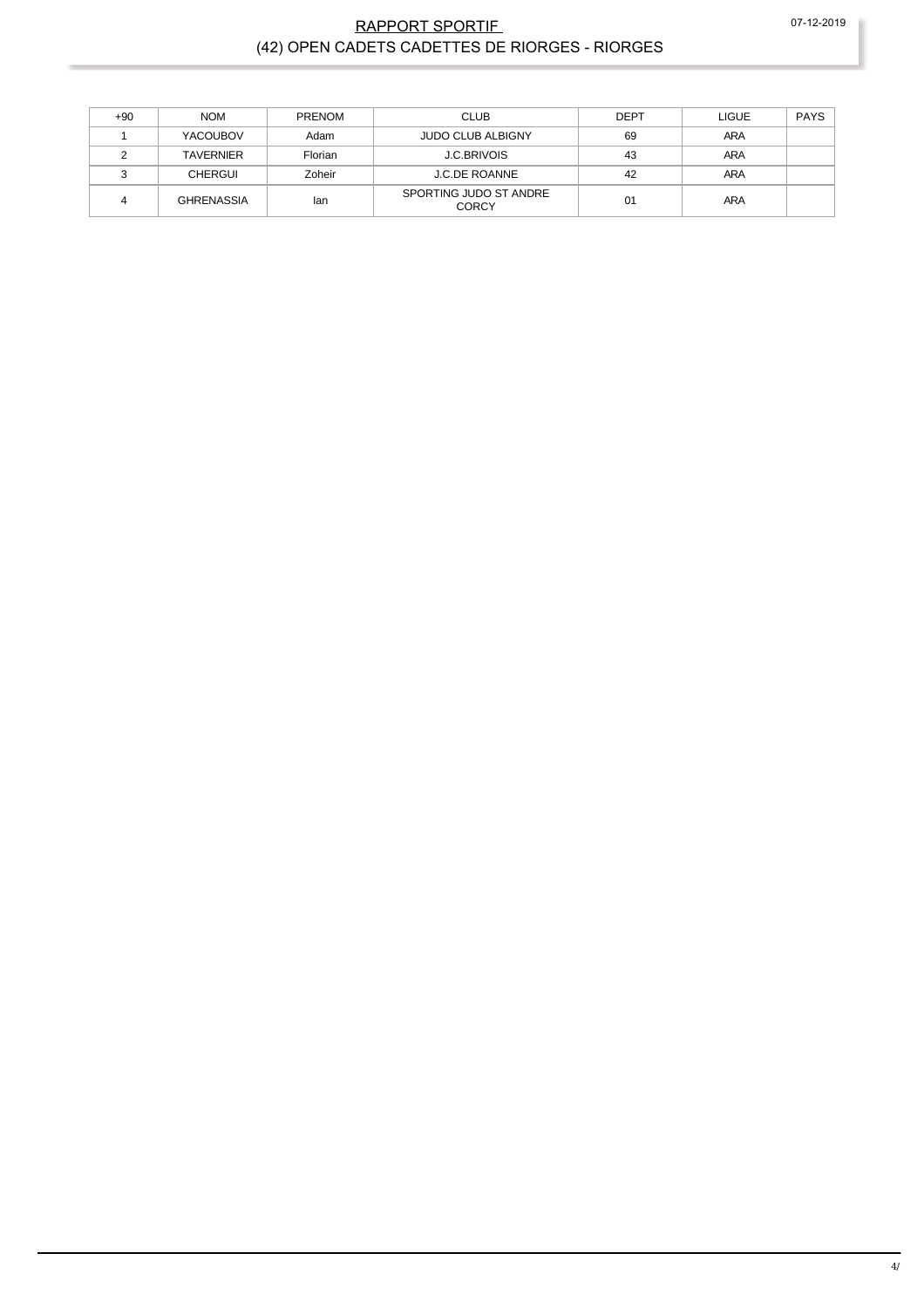| +90 | NOM | PRENOM | CLUB | DEPT | LIGUE | PAYS |
|---|---|---|---|---|---|---|
| 1 | YACOUBOV | Adam | JUDO CLUB ALBIGNY | 69 | ARA | |
| 2 | TAVERNIER | Florian | J.C.BRIVOIS | 43 | ARA | |
| 3 | CHERGUI | Zoheir | J.C.DE ROANNE | 42 | ARA | |
| 4 | GHRENASSIA | Ian | SPORTING JUDO ST ANDRE CORCY | 01 | ARA | |